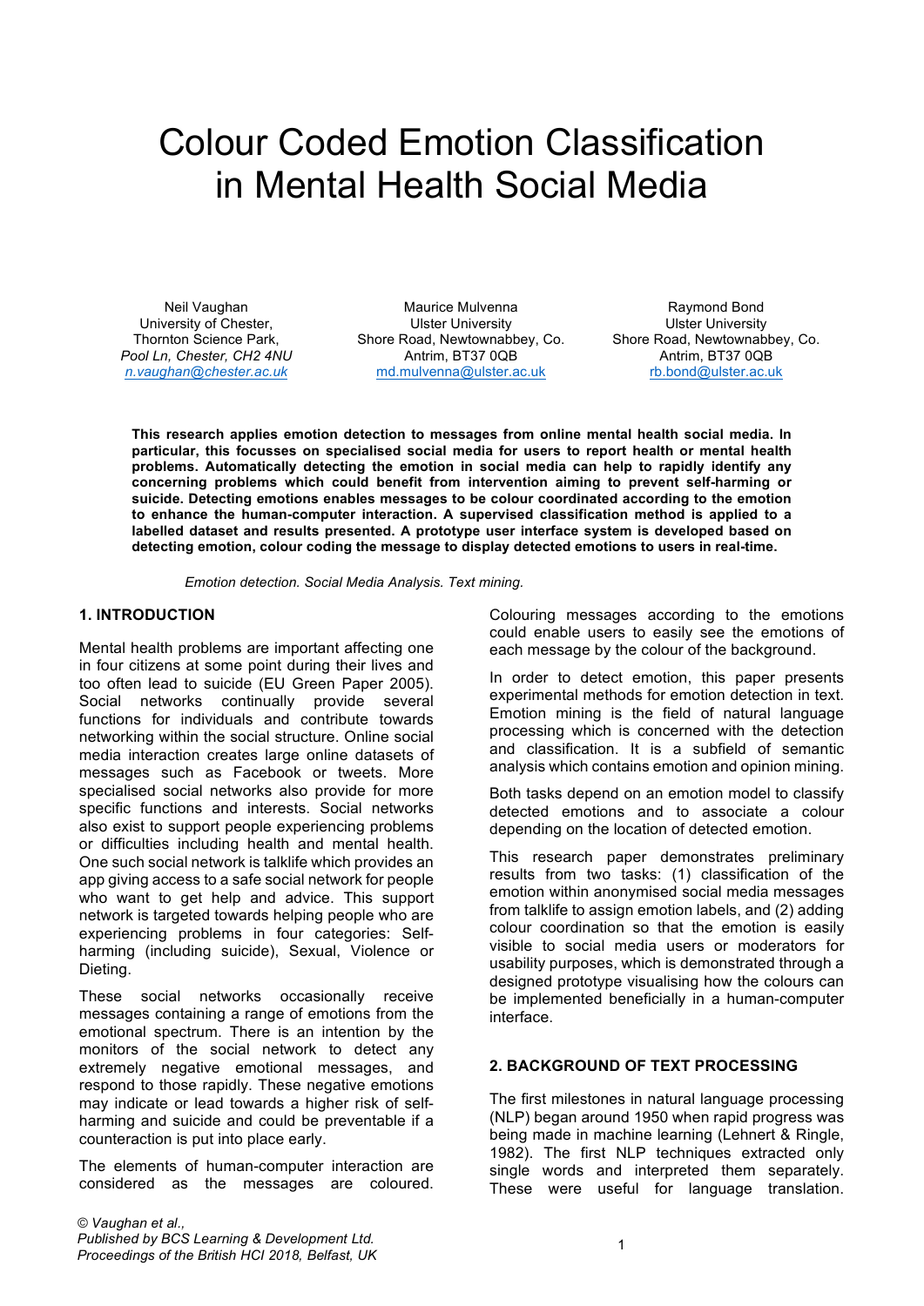# Colour Coded Emotion Classification in Mental Health Social Media

Neil Vaughan
University of Chester,
Thornton Science Park,
*Pool Ln, Chester, CH2 4NU*
*n.vaughan@chester.ac.uk*

Maurice Mulvenna
Ulster University
Shore Road, Newtownabbey, Co. Antrim, BT37 0QB
md.mulvenna@ulster.ac.uk

Raymond Bond
Ulster University
Shore Road, Newtownabbey, Co. Antrim, BT37 0QB
rb.bond@ulster.ac.uk

**This research applies emotion detection to messages from online mental health social media. In particular, this focusses on specialised social media for users to report health or mental health problems. Automatically detecting the emotion in social media can help to rapidly identify any concerning problems which could benefit from intervention aiming to prevent self-harming or suicide. Detecting emotions enables messages to be colour coordinated according to the emotion to enhance the human-computer interaction. A supervised classification method is applied to a labelled dataset and results presented. A prototype user interface system is developed based on detecting emotion, colour coding the message to display detected emotions to users in real-time.**

*Emotion detection. Social Media Analysis. Text mining.*

## 1. INTRODUCTION

Mental health problems are important affecting one in four citizens at some point during their lives and too often lead to suicide (EU Green Paper 2005). Social networks continually provide several functions for individuals and contribute towards networking within the social structure. Online social media interaction creates large online datasets of messages such as Facebook or tweets. More specialised social networks also provide for more specific functions and interests. Social networks also exist to support people experiencing problems or difficulties including health and mental health. One such social network is talklife which provides an app giving access to a safe social network for people who want to get help and advice. This support network is targeted towards helping people who are experiencing problems in four categories: Self-harming (including suicide), Sexual, Violence or Dieting.

These social networks occasionally receive messages containing a range of emotions from the emotional spectrum. There is an intention by the monitors of the social network to detect any extremely negative emotional messages, and respond to those rapidly. These negative emotions may indicate or lead towards a higher risk of self-harming and suicide and could be preventable if a counteraction is put into place early.

The elements of human-computer interaction are considered as the messages are coloured. Colouring messages according to the emotions could enable users to easily see the emotions of each message by the colour of the background.

In order to detect emotion, this paper presents experimental methods for emotion detection in text. Emotion mining is the field of natural language processing which is concerned with the detection and classification. It is a subfield of semantic analysis which contains emotion and opinion mining.

Both tasks depend on an emotion model to classify detected emotions and to associate a colour depending on the location of detected emotion.

This research paper demonstrates preliminary results from two tasks: (1) classification of the emotion within anonymised social media messages from talklife to assign emotion labels, and (2) adding colour coordination so that the emotion is easily visible to social media users or moderators for usability purposes, which is demonstrated through a designed prototype visualising how the colours can be implemented beneficially in a human-computer interface.

## 2. BACKGROUND OF TEXT PROCESSING

The first milestones in natural language processing (NLP) began around 1950 when rapid progress was being made in machine learning (Lehnert & Ringle, 1982). The first NLP techniques extracted only single words and interpreted them separately. These were useful for language translation.

*© Vaughan et al.,*
*Published by BCS Learning & Development Ltd.*
*Proceedings of the British HCI 2018, Belfast, UK*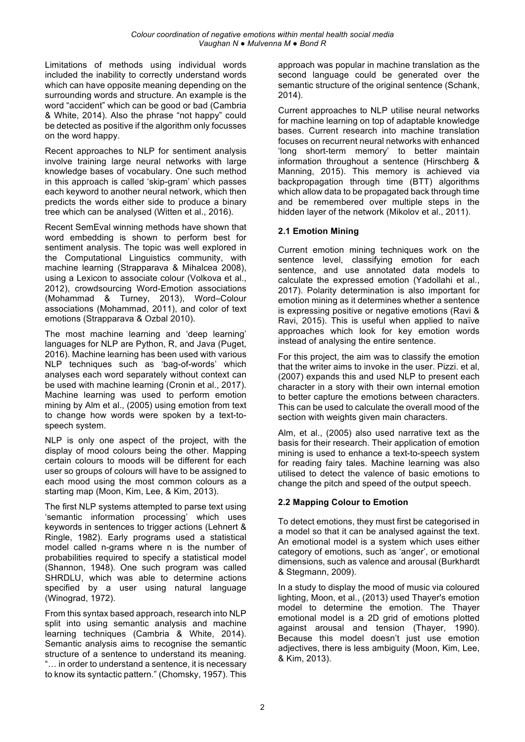Limitations of methods using individual words included the inability to correctly understand words which can have opposite meaning depending on the surrounding words and structure. An example is the word "accident" which can be good or bad (Cambria & White, 2014). Also the phrase "not happy" could be detected as positive if the algorithm only focusses on the word happy.

Recent approaches to NLP for sentiment analysis involve training large neural networks with large knowledge bases of vocabulary. One such method in this approach is called 'skip-gram' which passes each keyword to another neural network, which then predicts the words either side to produce a binary tree which can be analysed (Witten et al., 2016).

Recent SemEval winning methods have shown that word embedding is shown to perform best for sentiment analysis. The topic was well explored in the Computational Linguistics community, with machine learning (Strapparava & Mihalcea 2008), using a Lexicon to associate colour (Volkova et al., 2012), crowdsourcing Word-Emotion associations (Mohammad & Turney, 2013), Word–Colour associations (Mohammad, 2011), and color of text emotions (Strapparava & Ozbal 2010).

The most machine learning and 'deep learning' languages for NLP are Python, R, and Java (Puget, 2016). Machine learning has been used with various NLP techniques such as 'bag-of-words' which analyses each word separately without context can be used with machine learning (Cronin et al., 2017). Machine learning was used to perform emotion mining by Alm et al., (2005) using emotion from text to change how words were spoken by a text-to-speech system.

NLP is only one aspect of the project, with the display of mood colours being the other. Mapping certain colours to moods will be different for each user so groups of colours will have to be assigned to each mood using the most common colours as a starting map (Moon, Kim, Lee, & Kim, 2013).

The first NLP systems attempted to parse text using 'semantic information processing' which uses keywords in sentences to trigger actions (Lehnert & Ringle, 1982). Early programs used a statistical model called n-grams where n is the number of probabilities required to specify a statistical model (Shannon, 1948). One such program was called SHRDLU, which was able to determine actions specified by a user using natural language (Winograd, 1972).

From this syntax based approach, research into NLP split into using semantic analysis and machine learning techniques (Cambria & White, 2014). Semantic analysis aims to recognise the semantic structure of a sentence to understand its meaning. "… in order to understand a sentence, it is necessary to know its syntactic pattern." (Chomsky, 1957). This approach was popular in machine translation as the second language could be generated over the semantic structure of the original sentence (Schank, 2014).

Current approaches to NLP utilise neural networks for machine learning on top of adaptable knowledge bases. Current research into machine translation focuses on recurrent neural networks with enhanced 'long short-term memory' to better maintain information throughout a sentence (Hirschberg & Manning, 2015). This memory is achieved via backpropagation through time (BTT) algorithms which allow data to be propagated back through time and be remembered over multiple steps in the hidden layer of the network (Mikolov et al., 2011).

### 2.1 Emotion Mining

Current emotion mining techniques work on the sentence level, classifying emotion for each sentence, and use annotated data models to calculate the expressed emotion (Yadollahi et al., 2017). Polarity determination is also important for emotion mining as it determines whether a sentence is expressing positive or negative emotions (Ravi & Ravi, 2015). This is useful when applied to naïve approaches which look for key emotion words instead of analysing the entire sentence.

For this project, the aim was to classify the emotion that the writer aims to invoke in the user. Pizzi. et al, (2007) expands this and used NLP to present each character in a story with their own internal emotion to better capture the emotions between characters. This can be used to calculate the overall mood of the section with weights given main characters.

Alm, et al., (2005) also used narrative text as the basis for their research. Their application of emotion mining is used to enhance a text-to-speech system for reading fairy tales. Machine learning was also utilised to detect the valence of basic emotions to change the pitch and speed of the output speech.

### 2.2 Mapping Colour to Emotion

To detect emotions, they must first be categorised in a model so that it can be analysed against the text. An emotional model is a system which uses either category of emotions, such as 'anger', or emotional dimensions, such as valence and arousal (Burkhardt & Stegmann, 2009).

In a study to display the mood of music via coloured lighting, Moon, et al., (2013) used Thayer's emotion model to determine the emotion. The Thayer emotional model is a 2D grid of emotions plotted against arousal and tension (Thayer, 1990). Because this model doesn't just use emotion adjectives, there is less ambiguity (Moon, Kim, Lee, & Kim, 2013).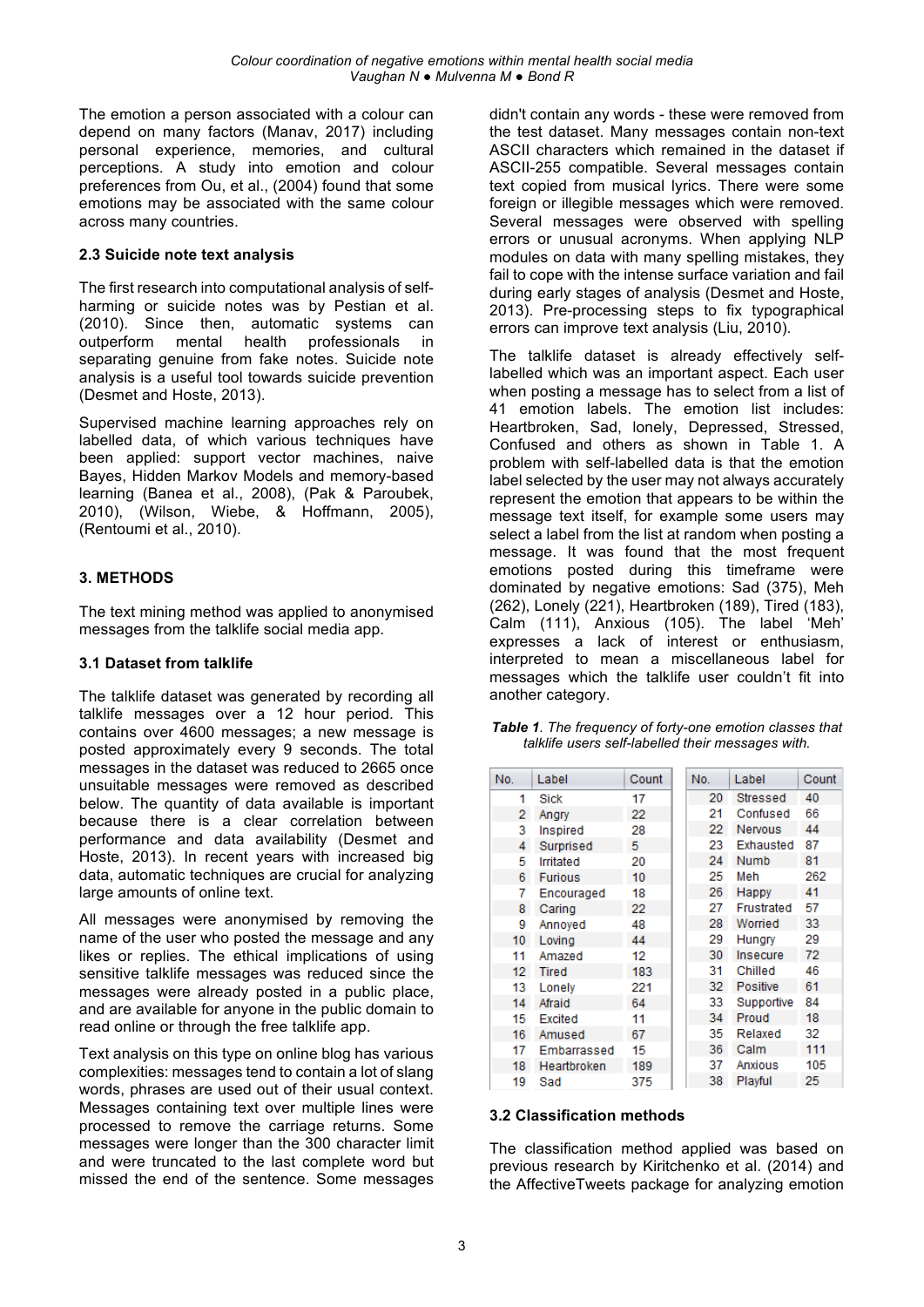The emotion a person associated with a colour can depend on many factors (Manav, 2017) including personal experience, memories, and cultural perceptions. A study into emotion and colour preferences from Ou, et al., (2004) found that some emotions may be associated with the same colour across many countries.

### 2.3 Suicide note text analysis

The first research into computational analysis of self-harming or suicide notes was by Pestian et al. (2010). Since then, automatic systems can outperform mental health professionals in separating genuine from fake notes. Suicide note analysis is a useful tool towards suicide prevention (Desmet and Hoste, 2013).

Supervised machine learning approaches rely on labelled data, of which various techniques have been applied: support vector machines, naive Bayes, Hidden Markov Models and memory-based learning (Banea et al., 2008), (Pak & Paroubek, 2010), (Wilson, Wiebe, & Hoffmann, 2005), (Rentoumi et al., 2010).

## 3. METHODS

The text mining method was applied to anonymised messages from the talklife social media app.

### 3.1 Dataset from talklife

The talklife dataset was generated by recording all talklife messages over a 12 hour period. This contains over 4600 messages; a new message is posted approximately every 9 seconds. The total messages in the dataset was reduced to 2665 once unsuitable messages were removed as described below. The quantity of data available is important because there is a clear correlation between performance and data availability (Desmet and Hoste, 2013). In recent years with increased big data, automatic techniques are crucial for analyzing large amounts of online text.

All messages were anonymised by removing the name of the user who posted the message and any likes or replies. The ethical implications of using sensitive talklife messages was reduced since the messages were already posted in a public place, and are available for anyone in the public domain to read online or through the free talklife app.

Text analysis on this type on online blog has various complexities: messages tend to contain a lot of slang words, phrases are used out of their usual context. Messages containing text over multiple lines were processed to remove the carriage returns. Some messages were longer than the 300 character limit and were truncated to the last complete word but missed the end of the sentence. Some messages didn't contain any words - these were removed from the test dataset. Many messages contain non-text ASCII characters which remained in the dataset if ASCII-255 compatible. Several messages contain text copied from musical lyrics. There were some foreign or illegible messages which were removed. Several messages were observed with spelling errors or unusual acronyms. When applying NLP modules on data with many spelling mistakes, they fail to cope with the intense surface variation and fail during early stages of analysis (Desmet and Hoste, 2013). Pre-processing steps to fix typographical errors can improve text analysis (Liu, 2010).

The talklife dataset is already effectively self-labelled which was an important aspect. Each user when posting a message has to select from a list of 41 emotion labels. The emotion list includes: Heartbroken, Sad, lonely, Depressed, Stressed, Confused and others as shown in Table 1. A problem with self-labelled data is that the emotion label selected by the user may not always accurately represent the emotion that appears to be within the message text itself, for example some users may select a label from the list at random when posting a message. It was found that the most frequent emotions posted during this timeframe were dominated by negative emotions: Sad (375), Meh (262), Lonely (221), Heartbroken (189), Tired (183), Calm (111), Anxious (105). The label 'Meh' expresses a lack of interest or enthusiasm, interpreted to mean a miscellaneous label for messages which the talklife user couldn't fit into another category.

***Table 1**. The frequency of forty-one emotion classes that talklife users self-labelled their messages with.*

| No. | Label | Count | No. | Label | Count |
|---|---|---|---|---|---|
| 1 | Sick | 17 | 20 | Stressed | 40 |
| 2 | Angry | 22 | 21 | Confused | 66 |
| 3 | Inspired | 28 | 22 | Nervous | 44 |
| 4 | Surprised | 5 | 23 | Exhausted | 87 |
| 5 | Irritated | 20 | 24 | Numb | 81 |
| 6 | Furious | 10 | 25 | Meh | 262 |
| 7 | Encouraged | 18 | 26 | Happy | 41 |
| 8 | Caring | 22 | 27 | Frustrated | 57 |
| 9 | Annoyed | 48 | 28 | Worried | 33 |
| 10 | Loving | 44 | 29 | Hungry | 29 |
| 11 | Amazed | 12 | 30 | Insecure | 72 |
| 12 | Tired | 183 | 31 | Chilled | 46 |
| 13 | Lonely | 221 | 32 | Positive | 61 |
| 14 | Afraid | 64 | 33 | Supportive | 84 |
| 15 | Excited | 11 | 34 | Proud | 18 |
| 16 | Amused | 67 | 35 | Relaxed | 32 |
| 17 | Embarrassed | 15 | 36 | Calm | 111 |
| 18 | Heartbroken | 189 | 37 | Anxious | 105 |
| 19 | Sad | 375 | 38 | Playful | 25 |

### 3.2 Classification methods

The classification method applied was based on previous research by Kiritchenko et al. (2014) and the AffectiveTweets package for analyzing emotion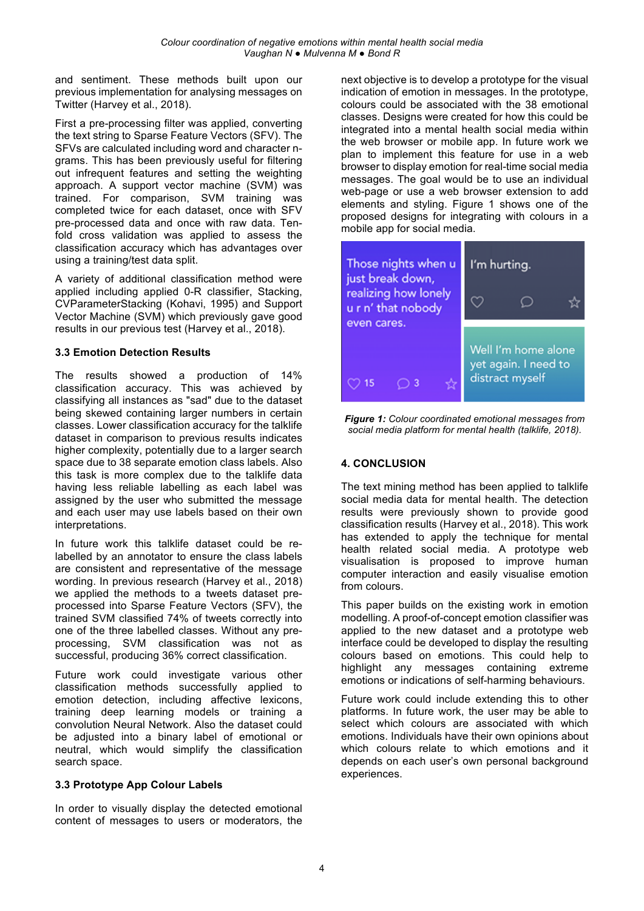and sentiment. These methods built upon our previous implementation for analysing messages on Twitter (Harvey et al., 2018).

First a pre-processing filter was applied, converting the text string to Sparse Feature Vectors (SFV). The SFVs are calculated including word and character n-grams. This has been previously useful for filtering out infrequent features and setting the weighting approach. A support vector machine (SVM) was trained. For comparison, SVM training was completed twice for each dataset, once with SFV pre-processed data and once with raw data. Ten-fold cross validation was applied to assess the classification accuracy which has advantages over using a training/test data split.

A variety of additional classification method were applied including applied 0-R classifier, Stacking, CVParameterStacking (Kohavi, 1995) and Support Vector Machine (SVM) which previously gave good results in our previous test (Harvey et al., 2018).

### 3.3 Emotion Detection Results

The results showed a production of 14% classification accuracy. This was achieved by classifying all instances as "sad" due to the dataset being skewed containing larger numbers in certain classes. Lower classification accuracy for the talklife dataset in comparison to previous results indicates higher complexity, potentially due to a larger search space due to 38 separate emotion class labels. Also this task is more complex due to the talklife data having less reliable labelling as each label was assigned by the user who submitted the message and each user may use labels based on their own interpretations.

In future work this talklife dataset could be re-labelled by an annotator to ensure the class labels are consistent and representative of the message wording. In previous research (Harvey et al., 2018) we applied the methods to a tweets dataset pre-processed into Sparse Feature Vectors (SFV), the trained SVM classified 74% of tweets correctly into one of the three labelled classes. Without any pre-processing, SVM classification was not as successful, producing 36% correct classification.

Future work could investigate various other classification methods successfully applied to emotion detection, including affective lexicons, training deep learning models or training a convolution Neural Network. Also the dataset could be adjusted into a binary label of emotional or neutral, which would simplify the classification search space.

### 3.3 Prototype App Colour Labels

In order to visually display the detected emotional content of messages to users or moderators, the next objective is to develop a prototype for the visual indication of emotion in messages. In the prototype, colours could be associated with the 38 emotional classes. Designs were created for how this could be integrated into a mental health social media within the web browser or mobile app. In future work we plan to implement this feature for use in a web browser to display emotion for real-time social media messages. The goal would be to use an individual web-page or use a web browser extension to add elements and styling. Figure 1 shows one of the proposed designs for integrating with colours in a mobile app for social media.

***Figure 1:*** *Colour coordinated emotional messages from social media platform for mental health (talklife, 2018).*

## 4. CONCLUSION

The text mining method has been applied to talklife social media data for mental health. The detection results were previously shown to provide good classification results (Harvey et al., 2018). This work has extended to apply the technique for mental health related social media. A prototype web visualisation is proposed to improve human computer interaction and easily visualise emotion from colours.

This paper builds on the existing work in emotion modelling. A proof-of-concept emotion classifier was applied to the new dataset and a prototype web interface could be developed to display the resulting colours based on emotions. This could help to highlight any messages containing extreme emotions or indications of self-harming behaviours.

Future work could include extending this to other platforms. In future work, the user may be able to select which colours are associated with which emotions. Individuals have their own opinions about which colours relate to which emotions and it depends on each user's own personal background experiences.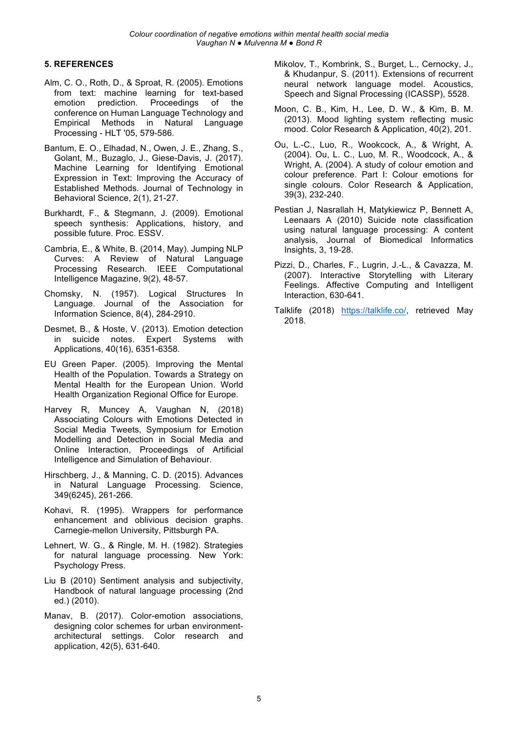## 5. REFERENCES

Alm, C. O., Roth, D., & Sproat, R. (2005). Emotions from text: machine learning for text-based emotion prediction. Proceedings of the conference on Human Language Technology and Empirical Methods in Natural Language Processing - HLT '05, 579-586.

Bantum, E. O., Elhadad, N., Owen, J. E., Zhang, S., Golant, M., Buzaglo, J., Giese-Davis, J. (2017). Machine Learning for Identifying Emotional Expression in Text: Improving the Accuracy of Established Methods. Journal of Technology in Behavioral Science, 2(1), 21-27.

Burkhardt, F., & Stegmann, J. (2009). Emotional speech synthesis: Applications, history, and possible future. Proc. ESSV.

Cambria, E., & White, B. (2014, May). Jumping NLP Curves: A Review of Natural Language Processing Research. IEEE Computational Intelligence Magazine, 9(2), 48-57.

Chomsky, N. (1957). Logical Structures In Language. Journal of the Association for Information Science, 8(4), 284-2910.

Desmet, B., & Hoste, V. (2013). Emotion detection in suicide notes. Expert Systems with Applications, 40(16), 6351-6358.

EU Green Paper. (2005). Improving the Mental Health of the Population. Towards a Strategy on Mental Health for the European Union. World Health Organization Regional Office for Europe.

Harvey R, Muncey A, Vaughan N, (2018) Associating Colours with Emotions Detected in Social Media Tweets, Symposium for Emotion Modelling and Detection in Social Media and Online Interaction, Proceedings of Artificial Intelligence and Simulation of Behaviour.

Hirschberg, J., & Manning, C. D. (2015). Advances in Natural Language Processing. Science, 349(6245), 261-266.

Kohavi, R. (1995). Wrappers for performance enhancement and oblivious decision graphs. Carnegie-mellon University, Pittsburgh PA.

Lehnert, W. G., & Ringle, M. H. (1982). Strategies for natural language processing. New York: Psychology Press.

Liu B (2010) Sentiment analysis and subjectivity, Handbook of natural language processing (2nd ed.) (2010).

Manav, B. (2017). Color-emotion associations, designing color schemes for urban environment-architectural settings. Color research and application, 42(5), 631-640.

Mikolov, T., Kombrink, S., Burget, L., Cernocky, J., & Khudanpur, S. (2011). Extensions of recurrent neural network language model. Acoustics, Speech and Signal Processing (ICASSP), 5528.

Moon, C. B., Kim, H., Lee, D. W., & Kim, B. M. (2013). Mood lighting system reflecting music mood. Color Research & Application, 40(2), 201.

Ou, L.-C., Luo, R., Wookcock, A., & Wright, A. (2004). Ou, L. C., Luo, M. R., Woodcock, A., & Wright, A. (2004). A study of colour emotion and colour preference. Part I: Colour emotions for single colours. Color Research & Application, 39(3), 232-240.

Pestian J, Nasrallah H, Matykiewicz P, Bennett A, Leenaars A (2010) Suicide note classification using natural language processing: A content analysis, Journal of Biomedical Informatics Insights, 3, 19-28.

Pizzi, D., Charles, F., Lugrin, J.-L., & Cavazza, M. (2007). Interactive Storytelling with Literary Feelings. Affective Computing and Intelligent Interaction, 630-641.

Talklife (2018) https://talklife.co/, retrieved May 2018.